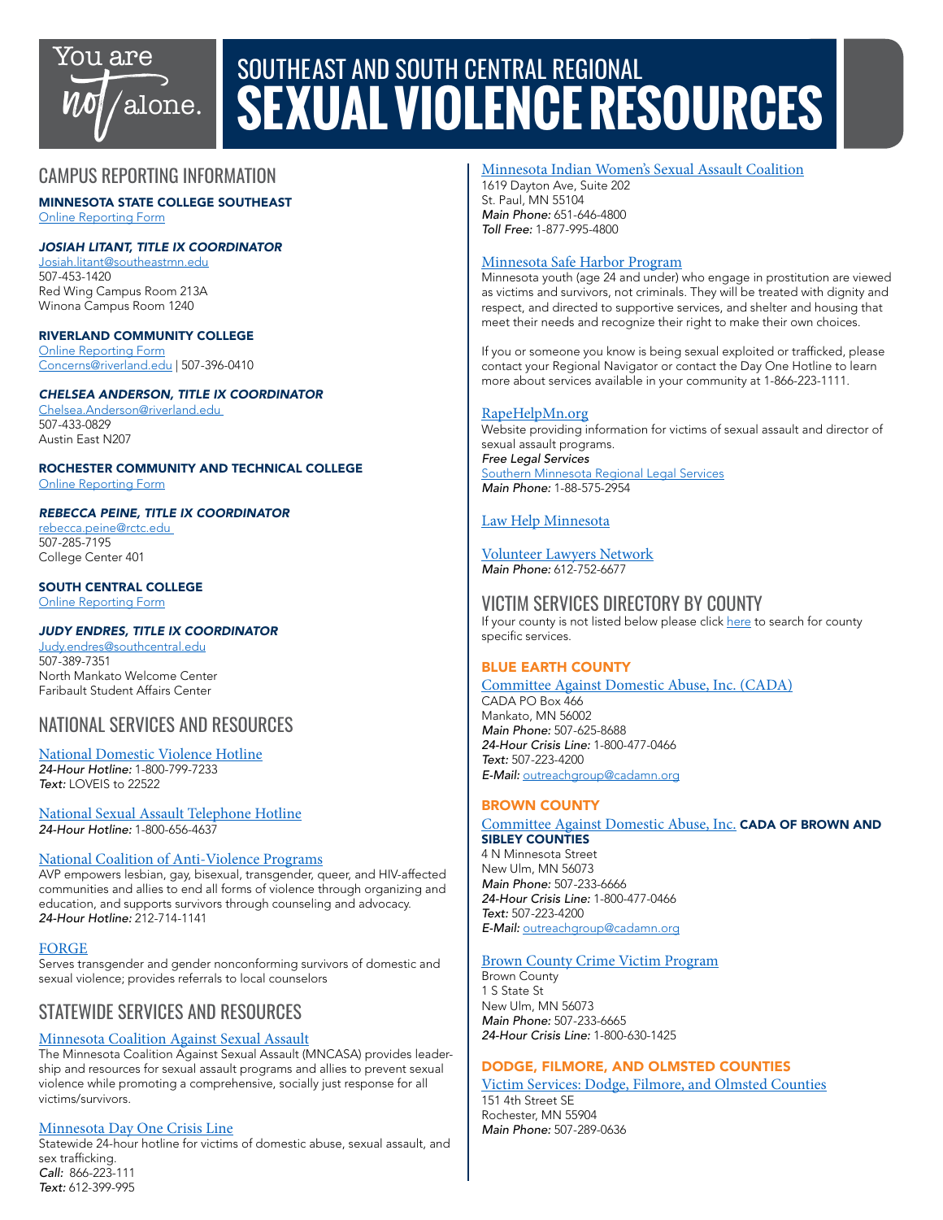You are not alone.

# SOUTHEAST AND SOUTH CENTRAL REGIONAL SEXUAL VIOLENCE RESOURCES

## CAMPUS REPORTING INFORMATION

### MINNESOTA STATE COLLEGE SOUTHEAST

Online Reporting Form

***JOSIAH LITANT, TITLE IX COORDINATOR***

Josiah.litant@southeastmn.edu
507-453-1420
Red Wing Campus Room 213A
Winona Campus Room 1240

### RIVERLAND COMMUNITY COLLEGE

Online Reporting Form
Concerns@riverland.edu | 507-396-0410

***CHELSEA ANDERSON, TITLE IX COORDINATOR***

Chelsea.Anderson@riverland.edu
507-433-0829
Austin East N207

### ROCHESTER COMMUNITY AND TECHNICAL COLLEGE

Online Reporting Form

***REBECCA PEINE, TITLE IX COORDINATOR***

rebecca.peine@rctc.edu
507-285-7195
College Center 401

### SOUTH CENTRAL COLLEGE

Online Reporting Form

***JUDY ENDRES, TITLE IX COORDINATOR***

Judy.endres@southcentral.edu
507-389-7351
North Mankato Welcome Center
Faribault Student Affairs Center

## NATIONAL SERVICES AND RESOURCES

National Domestic Violence Hotline
*24-Hour Hotline:* 1-800-799-7233
*Text:* LOVEIS to 22522

National Sexual Assault Telephone Hotline
*24-Hour Hotline:* 1-800-656-4637

National Coalition of Anti-Violence Programs
AVP empowers lesbian, gay, bisexual, transgender, queer, and HIV-affected communities and allies to end all forms of violence through organizing and education, and supports survivors through counseling and advocacy.
*24-Hour Hotline:* 212-714-1141

FORGE
Serves transgender and gender nonconforming survivors of domestic and sexual violence; provides referrals to local counselors

## STATEWIDE SERVICES AND RESOURCES

Minnesota Coalition Against Sexual Assault
The Minnesota Coalition Against Sexual Assault (MNCASA) provides leadership and resources for sexual assault programs and allies to prevent sexual violence while promoting a comprehensive, socially just response for all victims/survivors.

Minnesota Day One Crisis Line
Statewide 24-hour hotline for victims of domestic abuse, sexual assault, and sex trafficking.
*Call:* 866-223-111
*Text:* 612-399-995

Minnesota Indian Women's Sexual Assault Coalition
1619 Dayton Ave, Suite 202
St. Paul, MN 55104
*Main Phone:* 651-646-4800
*Toll Free:* 1-877-995-4800

Minnesota Safe Harbor Program
Minnesota youth (age 24 and under) who engage in prostitution are viewed as victims and survivors, not criminals. They will be treated with dignity and respect, and directed to supportive services, and shelter and housing that meet their needs and recognize their right to make their own choices.

If you or someone you know is being sexual exploited or trafficked, please contact your Regional Navigator or contact the Day One Hotline to learn more about services available in your community at 1-866-223-1111.

RapeHelpMn.org
Website providing information for victims of sexual assault and director of sexual assault programs.
*Free Legal Services*
Southern Minnesota Regional Legal Services
*Main Phone:* 1-88-575-2954

Law Help Minnesota

Volunteer Lawyers Network
*Main Phone:* 612-752-6677

## VICTIM SERVICES DIRECTORY BY COUNTY

If your county is not listed below please click here to search for county specific services.

### BLUE EARTH COUNTY

Committee Against Domestic Abuse, Inc. (CADA)
CADA PO Box 466
Mankato, MN 56002
*Main Phone:* 507-625-8688
*24-Hour Crisis Line:* 1-800-477-0466
*Text:* 507-223-4200
*E-Mail:* outreachgroup@cadamn.org

### BROWN COUNTY

Committee Against Domestic Abuse, Inc. **CADA OF BROWN AND SIBLEY COUNTIES**
4 N Minnesota Street
New Ulm, MN 56073
*Main Phone:* 507-233-6666
*24-Hour Crisis Line:* 1-800-477-0466
*Text:* 507-223-4200
*E-Mail:* outreachgroup@cadamn.org

Brown County Crime Victim Program
Brown County
1 S State St
New Ulm, MN 56073
*Main Phone:* 507-233-6665
*24-Hour Crisis Line:* 1-800-630-1425

### DODGE, FILMORE, AND OLMSTED COUNTIES

Victim Services: Dodge, Filmore, and Olmsted Counties
151 4th Street SE
Rochester, MN 55904
*Main Phone:* 507-289-0636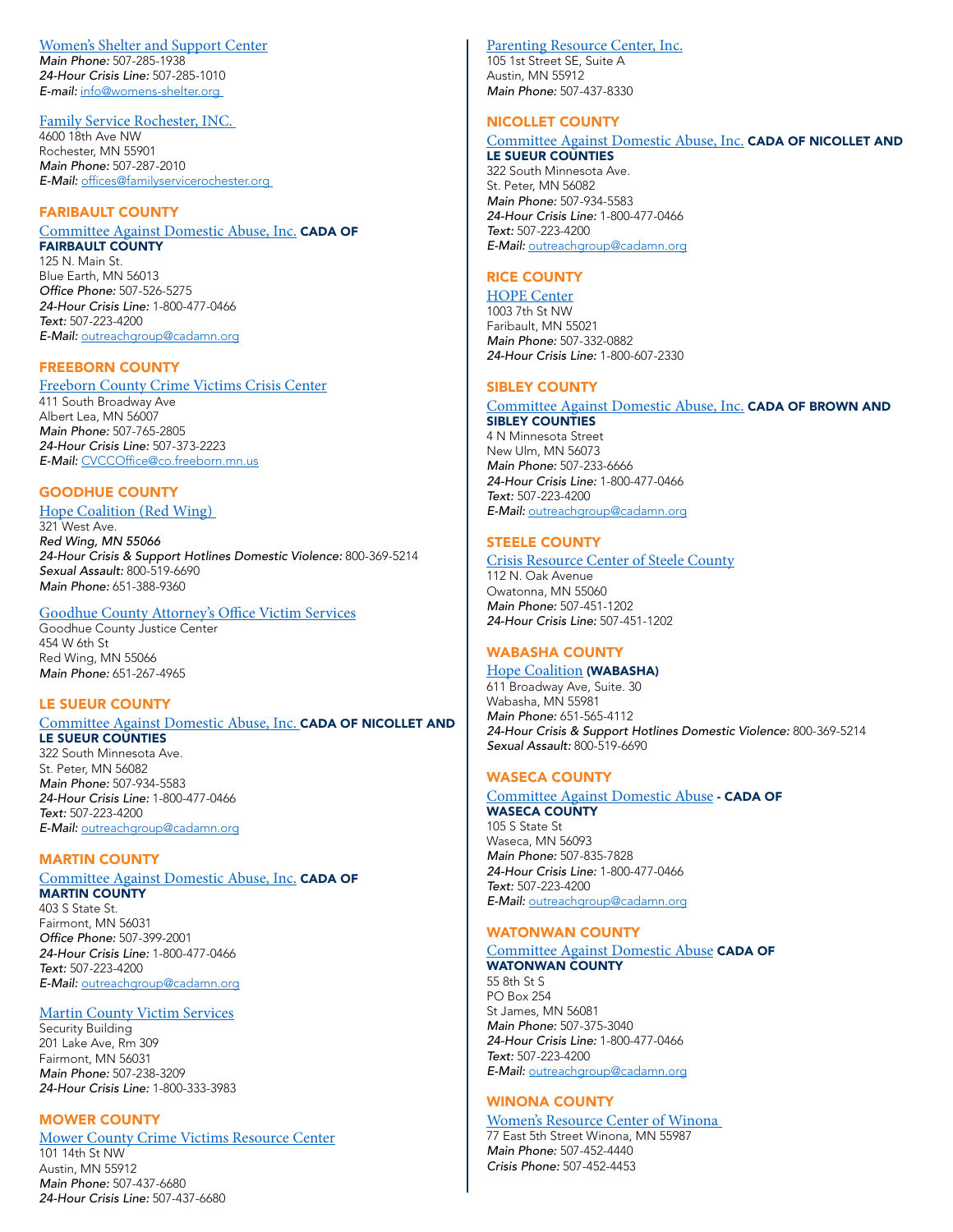Women's Shelter and Support Center
*Main Phone:* 507-285-1938
*24-Hour Crisis Line:* 507-285-1010
*E-mail:* info@womens-shelter.org

Family Service Rochester, INC.
4600 18th Ave NW
Rochester, MN 55901
*Main Phone:* 507-287-2010
*E-Mail:* offices@familyservicerochester.org

## FARIBAULT COUNTY

Committee Against Domestic Abuse, Inc. **CADA OF FAIRBAULT COUNTY**
125 N. Main St.
Blue Earth, MN 56013
*Office Phone:* 507-526-5275
*24-Hour Crisis Line:* 1-800-477-0466
*Text:* 507-223-4200
*E-Mail:* outreachgroup@cadamn.org

## FREEBORN COUNTY

Freeborn County Crime Victims Crisis Center
411 South Broadway Ave
Albert Lea, MN 56007
*Main Phone:* 507-765-2805
*24-Hour Crisis Line:* 507-373-2223
*E-Mail:* CVCCOffice@co.freeborn.mn.us

## GOODHUE COUNTY

Hope Coalition (Red Wing)
321 West Ave.
*Red Wing, MN 55066*
*24-Hour Crisis & Support Hotlines Domestic Violence:* 800-369-5214
*Sexual Assault:* 800-519-6690
*Main Phone:* 651-388-9360

Goodhue County Attorney's Office Victim Services
Goodhue County Justice Center
454 W 6th St
Red Wing, MN 55066
*Main Phone:* 651-267-4965

## LE SUEUR COUNTY

Committee Against Domestic Abuse, Inc. **CADA OF NICOLLET AND LE SUEUR COUNTIES**
322 South Minnesota Ave.
St. Peter, MN 56082
*Main Phone:* 507-934-5583
*24-Hour Crisis Line:* 1-800-477-0466
*Text:* 507-223-4200
*E-Mail:* outreachgroup@cadamn.org

## MARTIN COUNTY

Committee Against Domestic Abuse, Inc. **CADA OF MARTIN COUNTY**
403 S State St.
Fairmont, MN 56031
*Office Phone:* 507-399-2001
*24-Hour Crisis Line:* 1-800-477-0466
*Text:* 507-223-4200
*E-Mail:* outreachgroup@cadamn.org

Martin County Victim Services
Security Building
201 Lake Ave, Rm 309
Fairmont, MN 56031
*Main Phone:* 507-238-3209
*24-Hour Crisis Line:* 1-800-333-3983

## MOWER COUNTY

Mower County Crime Victims Resource Center
101 14th St NW
Austin, MN 55912
*Main Phone:* 507-437-6680
*24-Hour Crisis Line:* 507-437-6680

Parenting Resource Center, Inc.
105 1st Street SE, Suite A
Austin, MN 55912
*Main Phone:* 507-437-8330

## NICOLLET COUNTY

Committee Against Domestic Abuse, Inc. **CADA OF NICOLLET AND LE SUEUR COUNTIES**
322 South Minnesota Ave.
St. Peter, MN 56082
*Main Phone:* 507-934-5583
*24-Hour Crisis Line:* 1-800-477-0466
*Text:* 507-223-4200
*E-Mail:* outreachgroup@cadamn.org

## RICE COUNTY

HOPE Center
1003 7th St NW
Faribault, MN 55021
*Main Phone:* 507-332-0882
*24-Hour Crisis Line:* 1-800-607-2330

## SIBLEY COUNTY

Committee Against Domestic Abuse, Inc. **CADA OF BROWN AND SIBLEY COUNTIES**
4 N Minnesota Street
New Ulm, MN 56073
*Main Phone:* 507-233-6666
*24-Hour Crisis Line:* 1-800-477-0466
*Text:* 507-223-4200
*E-Mail:* outreachgroup@cadamn.org

## STEELE COUNTY

Crisis Resource Center of Steele County
112 N. Oak Avenue
Owatonna, MN 55060
*Main Phone:* 507-451-1202
*24-Hour Crisis Line:* 507-451-1202

## WABASHA COUNTY

Hope Coalition **(WABASHA)**
611 Broadway Ave, Suite. 30
Wabasha, MN 55981
*Main Phone:* 651-565-4112
*24-Hour Crisis & Support Hotlines Domestic Violence:* 800-369-5214
*Sexual Assault:* 800-519-6690

## WASECA COUNTY

Committee Against Domestic Abuse **- CADA OF WASECA COUNTY**
105 S State St
Waseca, MN 56093
*Main Phone:* 507-835-7828
*24-Hour Crisis Line:* 1-800-477-0466
*Text:* 507-223-4200
*E-Mail:* outreachgroup@cadamn.org

## WATONWAN COUNTY

Committee Against Domestic Abuse **CADA OF WATONWAN COUNTY**
55 8th St S
PO Box 254
St James, MN 56081
*Main Phone:* 507-375-3040
*24-Hour Crisis Line:* 1-800-477-0466
*Text:* 507-223-4200
*E-Mail:* outreachgroup@cadamn.org

## WINONA COUNTY

Women's Resource Center of Winona
77 East 5th Street Winona, MN 55987
*Main Phone:* 507-452-4440
*Crisis Phone:* 507-452-4453